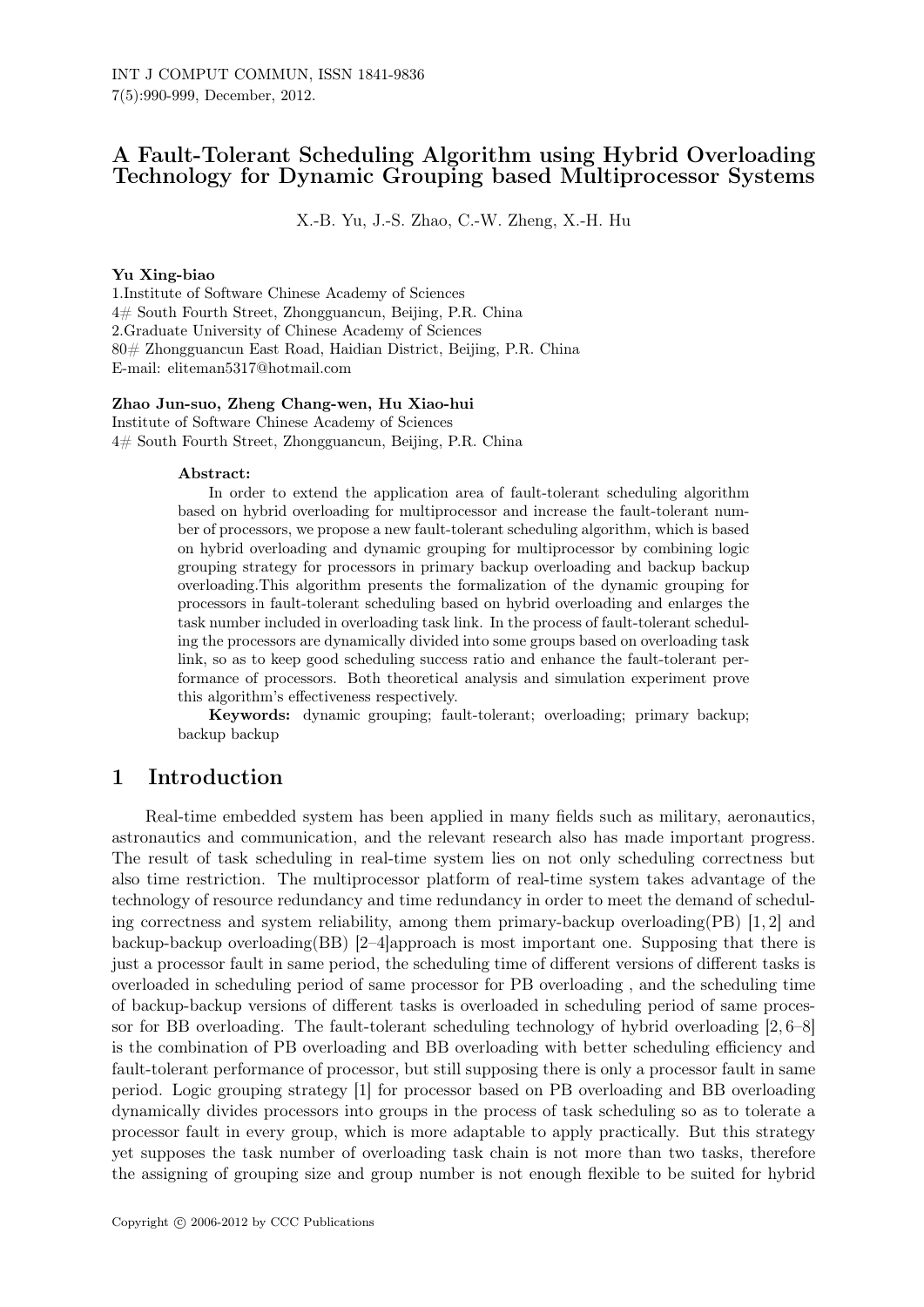# A Fault-Tolerant Scheduling Algorithm using Hybrid Overloading Technology for Dynamic Grouping based Multiprocessor Systems

X.-B. Yu, J.-S. Zhao, C.-W. Zheng, X.-H. Hu

**Yu Xing-biao**
1.Institute of Software Chinese Academy of Sciences
4# South Fourth Street, Zhongguancun, Beijing, P.R. China
2.Graduate University of Chinese Academy of Sciences
80# Zhongguancun East Road, Haidian District, Beijing, P.R. China
E-mail: eliteman5317@hotmail.com

**Zhao Jun-suo, Zheng Chang-wen, Hu Xiao-hui**
Institute of Software Chinese Academy of Sciences
4# South Fourth Street, Zhongguancun, Beijing, P.R. China

**Abstract:**

In order to extend the application area of fault-tolerant scheduling algorithm based on hybrid overloading for multiprocessor and increase the fault-tolerant number of processors, we propose a new fault-tolerant scheduling algorithm, which is based on hybrid overloading and dynamic grouping for multiprocessor by combining logic grouping strategy for processors in primary backup overloading and backup backup overloading.This algorithm presents the formalization of the dynamic grouping for processors in fault-tolerant scheduling based on hybrid overloading and enlarges the task number included in overloading task link. In the process of fault-tolerant scheduling the processors are dynamically divided into some groups based on overloading task link, so as to keep good scheduling success ratio and enhance the fault-tolerant performance of processors. Both theoretical analysis and simulation experiment prove this algorithm's effectiveness respectively.

**Keywords:** dynamic grouping; fault-tolerant; overloading; primary backup; backup backup

## 1 Introduction

Real-time embedded system has been applied in many fields such as military, aeronautics, astronautics and communication, and the relevant research also has made important progress. The result of task scheduling in real-time system lies on not only scheduling correctness but also time restriction. The multiprocessor platform of real-time system takes advantage of the technology of resource redundancy and time redundancy in order to meet the demand of scheduling correctness and system reliability, among them primary-backup overloading(PB) [1, 2] and backup-backup overloading(BB) [2–4]approach is most important one. Supposing that there is just a processor fault in same period, the scheduling time of different versions of different tasks is overloaded in scheduling period of same processor for PB overloading , and the scheduling time of backup-backup versions of different tasks is overloaded in scheduling period of same processor for BB overloading. The fault-tolerant scheduling technology of hybrid overloading [2, 6–8] is the combination of PB overloading and BB overloading with better scheduling efficiency and fault-tolerant performance of processor, but still supposing there is only a processor fault in same period. Logic grouping strategy [1] for processor based on PB overloading and BB overloading dynamically divides processors into groups in the process of task scheduling so as to tolerate a processor fault in every group, which is more adaptable to apply practically. But this strategy yet supposes the task number of overloading task chain is not more than two tasks, therefore the assigning of grouping size and group number is not enough flexible to be suited for hybrid

Copyright © 2006-2012 by CCC Publications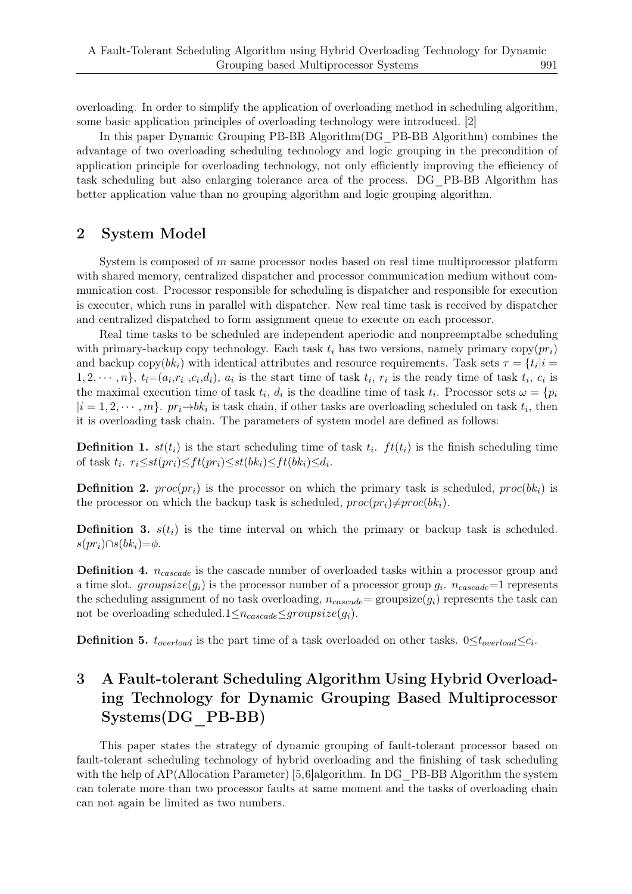overloading. In order to simplify the application of overloading method in scheduling algorithm, some basic application principles of overloading technology were introduced. [2]

In this paper Dynamic Grouping PB-BB Algorithm(DG_PB-BB Algorithm) combines the advantage of two overloading scheduling technology and logic grouping in the precondition of application principle for overloading technology, not only efficiently improving the efficiency of task scheduling but also enlarging tolerance area of the process. DG_PB-BB Algorithm has better application value than no grouping algorithm and logic grouping algorithm.

## 2 System Model

System is composed of $m$ same processor nodes based on real time multiprocessor platform with shared memory, centralized dispatcher and processor communication medium without communication cost. Processor responsible for scheduling is dispatcher and responsible for execution is executer, which runs in parallel with dispatcher. New real time task is received by dispatcher and centralized dispatched to form assignment queue to execute on each processor.

Real time tasks to be scheduled are independent aperiodic and nonpreemptalbe scheduling with primary-backup copy technology. Each task $t_i$ has two versions, namely primary copy($pr_i$) and backup copy($bk_i$) with identical attributes and resource requirements. Task sets $\tau = \{t_i | i = 1, 2, \cdots, n\}$, $t_i$=($a_i$,$r_i$ ,$c_i$,$d_i$), $a_i$ is the start time of task $t_i$, $r_i$ is the ready time of task $t_i$, $c_i$ is the maximal execution time of task $t_i$, $d_i$ is the deadline time of task $t_i$. Processor sets $\omega = \{p_i \mid i = 1, 2, \cdots, m\}$. $pr_i \rightarrow bk_i$ is task chain, if other tasks are overloading scheduled on task $t_i$, then it is overloading task chain. The parameters of system model are defined as follows:

**Definition 1.** $st(t_i)$ is the start scheduling time of task $t_i$. $ft(t_i)$ is the finish scheduling time of task $t_i$. $r_i \leq st(pr_i) \leq ft(pr_i) \leq st(bk_i) \leq ft(bk_i) \leq d_i$.

**Definition 2.** $proc(pr_i)$ is the processor on which the primary task is scheduled, $proc(bk_i)$ is the processor on which the backup task is scheduled, $proc(pr_i) \neq proc(bk_i)$.

**Definition 3.** $s(t_i)$ is the time interval on which the primary or backup task is scheduled. $s(pr_i) \cap s(bk_i) = \phi$.

**Definition 4.** $n_{cascade}$ is the cascade number of overloaded tasks within a processor group and a time slot. $groupsize(g_i)$ is the processor number of a processor group $g_i$. $n_{cascade}$=1 represents the scheduling assignment of no task overloading, $n_{cascade}$= groupsize($g_i$) represents the task can not be overloading scheduled.$1 \leq n_{cascade} \leq groupsize(g_i)$.

**Definition 5.** $t_{overload}$ is the part time of a task overloaded on other tasks. $0 \leq t_{overload} \leq c_i$.

## 3 A Fault-tolerant Scheduling Algorithm Using Hybrid Overloading Technology for Dynamic Grouping Based Multiprocessor Systems(DG_PB-BB)

This paper states the strategy of dynamic grouping of fault-tolerant processor based on fault-tolerant scheduling technology of hybrid overloading and the finishing of task scheduling with the help of AP(Allocation Parameter) [5,6]algorithm. In DG_PB-BB Algorithm the system can tolerate more than two processor faults at same moment and the tasks of overloading chain can not again be limited as two numbers.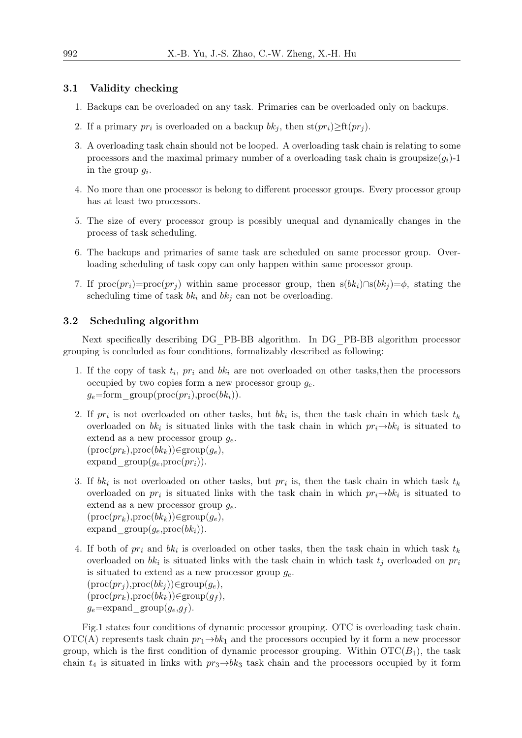### 3.1 Validity checking

1. Backups can be overloaded on any task. Primaries can be overloaded only on backups.
2. If a primary $pr_i$ is overloaded on a backup $bk_j$, then $\text{st}(pr_i) \geq \text{ft}(pr_j)$.
3. A overloading task chain should not be looped. A overloading task chain is relating to some processors and the maximal primary number of a overloading task chain is groupsize($g_i$)-1 in the group $g_i$.
4. No more than one processor is belong to different processor groups. Every processor group has at least two processors.
5. The size of every processor group is possibly unequal and dynamically changes in the process of task scheduling.
6. The backups and primaries of same task are scheduled on same processor group. Overloading scheduling of task copy can only happen within same processor group.
7. If $\text{proc}(pr_i)=\text{proc}(pr_j)$ within same processor group, then $\text{s}(bk_i) \cap \text{s}(bk_j)=\phi$, stating the scheduling time of task $bk_i$ and $bk_j$ can not be overloading.

### 3.2 Scheduling algorithm

Next specifically describing DG_PB-BB algorithm. In DG_PB-BB algorithm processor grouping is concluded as four conditions, formalizably described as following:

1. If the copy of task $t_i$, $pr_i$ and $bk_i$ are not overloaded on other tasks,then the processors occupied by two copies form a new processor group $g_e$.
   $g_e$=form_group(proc($pr_i$),proc($bk_i$)).
2. If $pr_i$ is not overloaded on other tasks, but $bk_i$ is, then the task chain in which task $t_k$ overloaded on $bk_i$ is situated links with the task chain in which $pr_i \rightarrow bk_i$ is situated to extend as a new processor group $g_e$.
   (proc($pr_k$),proc($bk_k$))∈group($g_e$),
   expand_group($g_e$,proc($pr_i$)).
3. If $bk_i$ is not overloaded on other tasks, but $pr_i$ is, then the task chain in which task $t_k$ overloaded on $pr_i$ is situated links with the task chain in which $pr_i \rightarrow bk_i$ is situated to extend as a new processor group $g_e$.
   (proc($pr_k$),proc($bk_k$))∈group($g_e$),
   expand_group($g_e$,proc($bk_i$)).
4. If both of $pr_i$ and $bk_i$ is overloaded on other tasks, then the task chain in which task $t_k$ overloaded on $bk_i$ is situated links with the task chain in which task $t_j$ overloaded on $pr_i$ is situated to extend as a new processor group $g_e$.
   (proc($pr_j$),proc($bk_j$))∈group($g_e$),
   (proc($pr_k$),proc($bk_k$))∈group($g_f$),
   $g_e$=expand_group($g_e$,$g_f$).

Fig.1 states four conditions of dynamic processor grouping. OTC is overloading task chain. OTC(A) represents task chain $pr_1 \rightarrow bk_1$ and the processors occupied by it form a new processor group, which is the first condition of dynamic processor grouping. Within OTC($B_1$), the task chain $t_4$ is situated in links with $pr_3 \rightarrow bk_3$ task chain and the processors occupied by it form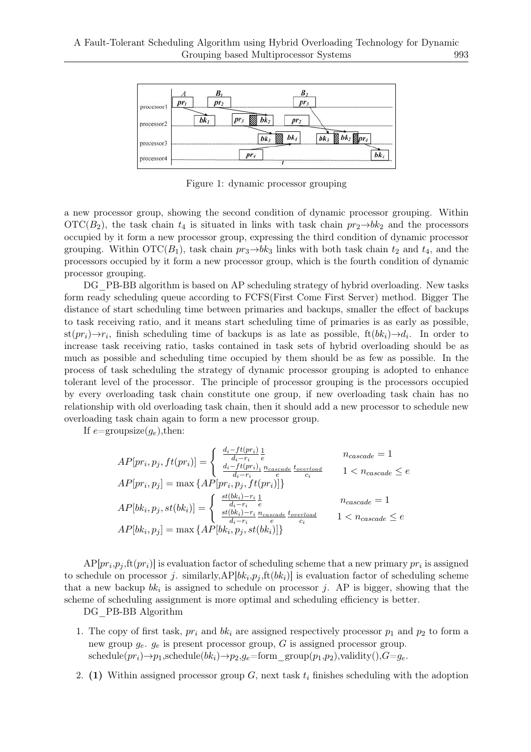Figure 1: dynamic processor grouping

a new processor group, showing the second condition of dynamic processor grouping. Within OTC($B_2$), the task chain $t_4$ is situated in links with task chain $pr_2 \rightarrow bk_2$ and the processors occupied by it form a new processor group, expressing the third condition of dynamic processor grouping. Within OTC($B_1$), task chain $pr_3 \rightarrow bk_3$ links with both task chain $t_2$ and $t_4$, and the processors occupied by it form a new processor group, which is the fourth condition of dynamic processor grouping.

DG_PB-BB algorithm is based on AP scheduling strategy of hybrid overloading. New tasks form ready scheduling queue according to FCFS(First Come First Server) method. Bigger The distance of start scheduling time between primaries and backups, smaller the effect of backups to task receiving ratio, and it means start scheduling time of primaries is as early as possible, $\mathrm{st}(pr_i) \rightarrow r_i$, finish scheduling time of backups is as late as possible, $\mathrm{ft}(bk_i) \rightarrow d_i$. In order to increase task receiving ratio, tasks contained in task sets of hybrid overloading should be as much as possible and scheduling time occupied by them should be as few as possible. In the process of task scheduling the strategy of dynamic processor grouping is adopted to enhance tolerant level of the processor. The principle of processor grouping is the processors occupied by every overloading task chain constitute one group, if new overloading task chain has no relationship with old overloading task chain, then it should add a new processor to schedule new overloading task chain again to form a new processor group.

If $e$=groupsize($g_e$),then:

$$
AP[pr_i, p_j, ft(pr_i)] = \begin{cases} \frac{d_i - ft(pr_i)}{d_i - r_i} \frac{1}{e} & n_{cascade} = 1 \\ \frac{d_i - ft(pr_i)}{d_i - r_i}{}_i \frac{n_{cascade}}{e} \frac{t_{overload}}{c_i} & 1 < n_{cascade} \leq e \end{cases}
$$

$$
AP[pr_i, p_j] = \max \{AP[pr_i, p_j, ft(pr_i)]\}
$$

$$
AP[bk_i, p_j, st(bk_i)] = \begin{cases} \frac{st(bk_i) - r_i}{d_i - r_i} \frac{1}{e} & n_{cascade} = 1 \\ \frac{st(bk_i) - r_i}{d_i - r_i} \frac{n_{cascade}}{e} \frac{t_{overload}}{c_i} & 1 < n_{cascade} \leq e \end{cases}
$$

$$
AP[bk_i, p_j] = \max \{AP[bk_i, p_j, st(bk_i)]\}
$$

AP[$pr_i$,$p_j$,ft($pr_i$)] is evaluation factor of scheduling scheme that a new primary $pr_i$ is assigned to schedule on processor $j$. similarly,AP[$bk_i$,$p_j$,ft($bk_i$)] is evaluation factor of scheduling scheme that a new backup $bk_i$ is assigned to schedule on processor $j$. AP is bigger, showing that the scheme of scheduling assignment is more optimal and scheduling efficiency is better.

DG_PB-BB Algorithm

1. The copy of first task, $pr_i$ and $bk_i$ are assigned respectively processor $p_1$ and $p_2$ to form a new group $g_e$. $g_e$ is present processor group, $G$ is assigned processor group.
   schedule($pr_i$)$\rightarrow p_1$,schedule($bk_i$)$\rightarrow p_2$,$g_e$=form_group($p_1$,$p_2$),validity(),$G$=$g_e$.

2. **(1)** Within assigned processor group $G$, next task $t_i$ finishes scheduling with the adoption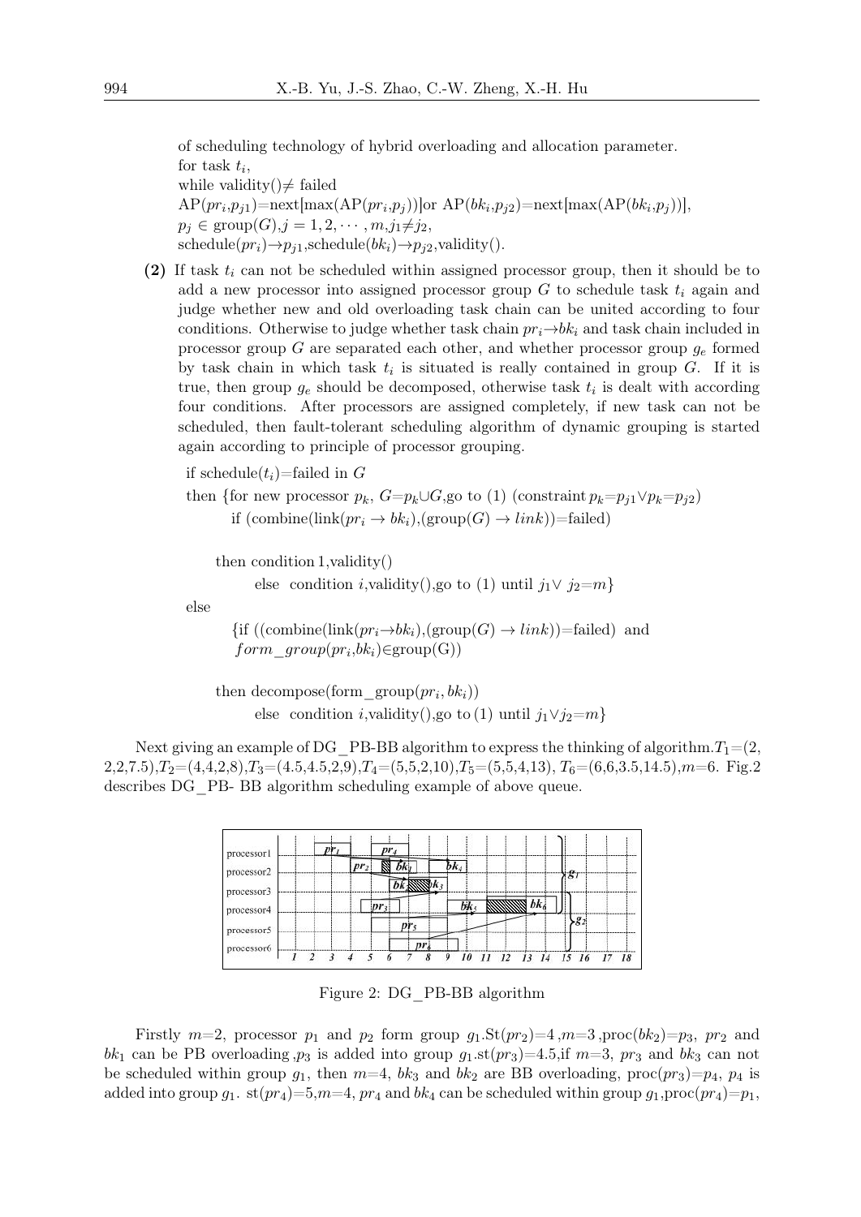of scheduling technology of hybrid overloading and allocation parameter.
for task $t_i$,
while validity()$\neq$ failed
AP($pr_i$,$p_{j1}$)=next[max(AP($pr_i$,$p_j$))]or AP($bk_i$,$p_{j2}$)=next[max(AP($bk_i$,$p_j$))],
$p_j \in$ group($G$),$j = 1, 2, \cdots, m$,$j_1 \neq j_2$,
schedule($pr_i$)$\rightarrow p_{j1}$,schedule($bk_i$)$\rightarrow p_{j2}$,validity().

**(2)** If task $t_i$ can not be scheduled within assigned processor group, then it should be to add a new processor into assigned processor group $G$ to schedule task $t_i$ again and judge whether new and old overloading task chain can be united according to four conditions. Otherwise to judge whether task chain $pr_i \rightarrow bk_i$ and task chain included in processor group $G$ are separated each other, and whether processor group $g_e$ formed by task chain in which task $t_i$ is situated is really contained in group $G$. If it is true, then group $g_e$ should be decomposed, otherwise task $t_i$ is dealt with according four conditions. After processors are assigned completely, if new task can not be scheduled, then fault-tolerant scheduling algorithm of dynamic grouping is started again according to principle of processor grouping.

if schedule($t_i$)=failed in $G$
then {for new processor $p_k$, $G$=$p_k \cup G$,go to (1) (constraint $p_k$=$p_{j1} \vee p_k$=$p_{j2}$)
if (combine(link($pr_i \rightarrow bk_i$),(group($G$) $\rightarrow$ $link$))=failed)

then condition 1,validity()
else condition $i$,validity(),go to (1) until $j_1 \vee j_2$=$m$}

else

{if ((combine(link($pr_i \rightarrow bk_i$),(group($G$) $\rightarrow$ $link$))=failed) and
$form\_group$($pr_i$,$bk_i$)$\in$group(G))

then decompose(form_group($pr_i$, $bk_i$))
else condition $i$,validity(),go to (1) until $j_1 \vee j_2$=$m$}

Next giving an example of DG_PB-BB algorithm to express the thinking of algorithm.$T_1$=(2, 2,2,7.5),$T_2$=(4,4,2,8),$T_3$=(4.5,4.5,2,9),$T_4$=(5,5,2,10),$T_5$=(5,5,4,13), $T_6$=(6,6,3.5,14.5),$m$=6. Fig.2 describes DG_PB- BB algorithm scheduling example of above queue.

Figure 2: DG_PB-BB algorithm

Firstly $m$=2, processor $p_1$ and $p_2$ form group $g_1$.St($pr_2$)=4 ,$m$=3 ,proc($bk_2$)=$p_3$, $pr_2$ and $bk_1$ can be PB overloading ,$p_3$ is added into group $g_1$.st($pr_3$)=4.5,if $m$=3, $pr_3$ and $bk_3$ can not be scheduled within group $g_1$, then $m$=4, $bk_3$ and $bk_2$ are BB overloading, proc($pr_3$)=$p_4$, $p_4$ is added into group $g_1$. st($pr_4$)=5,$m$=4, $pr_4$ and $bk_4$ can be scheduled within group $g_1$,proc($pr_4$)=$p_1$,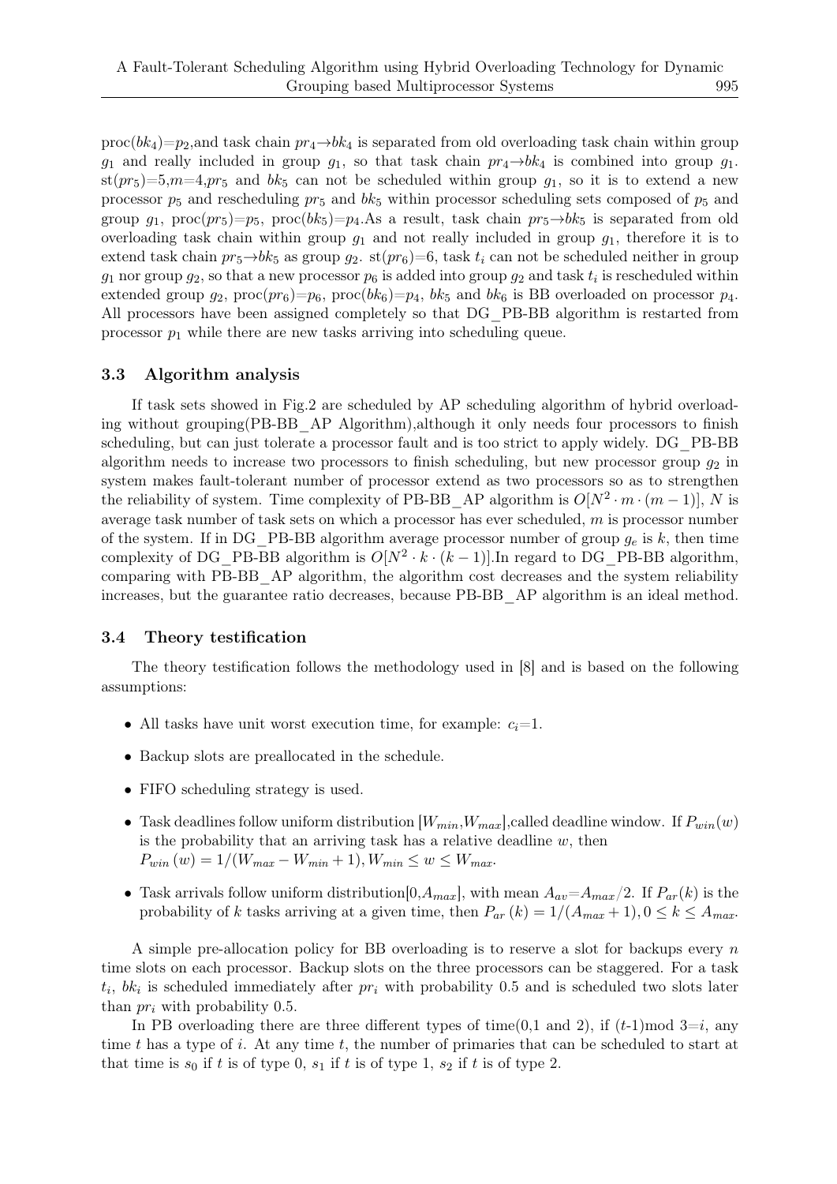$proc(bk_4)$=$p_2$,and task chain $pr_4 \rightarrow bk_4$ is separated from old overloading task chain within group $g_1$ and really included in group $g_1$, so that task chain $pr_4 \rightarrow bk_4$ is combined into group $g_1$. $st(pr_5)$=5,$m$=4,$pr_5$ and $bk_5$ can not be scheduled within group $g_1$, so it is to extend a new processor $p_5$ and rescheduling $pr_5$ and $bk_5$ within processor scheduling sets composed of $p_5$ and group $g_1$, $proc(pr_5)$=$p_5$, $proc(bk_5)$=$p_4$.As a result, task chain $pr_5 \rightarrow bk_5$ is separated from old overloading task chain within group $g_1$ and not really included in group $g_1$, therefore it is to extend task chain $pr_5 \rightarrow bk_5$ as group $g_2$. $st(pr_6)$=6, task $t_i$ can not be scheduled neither in group $g_1$ nor group $g_2$, so that a new processor $p_6$ is added into group $g_2$ and task $t_i$ is rescheduled within extended group $g_2$, $proc(pr_6)$=$p_6$, $proc(bk_6)$=$p_4$, $bk_5$ and $bk_6$ is BB overloaded on processor $p_4$. All processors have been assigned completely so that DG_PB-BB algorithm is restarted from processor $p_1$ while there are new tasks arriving into scheduling queue.

### 3.3 Algorithm analysis

If task sets showed in Fig.2 are scheduled by AP scheduling algorithm of hybrid overloading without grouping(PB-BB_AP Algorithm),although it only needs four processors to finish scheduling, but can just tolerate a processor fault and is too strict to apply widely. DG_PB-BB algorithm needs to increase two processors to finish scheduling, but new processor group $g_2$ in system makes fault-tolerant number of processor extend as two processors so as to strengthen the reliability of system. Time complexity of PB-BB_AP algorithm is $O[N^2 \cdot m \cdot (m-1)]$, $N$ is average task number of task sets on which a processor has ever scheduled, $m$ is processor number of the system. If in DG_PB-BB algorithm average processor number of group $g_e$ is $k$, then time complexity of DG_PB-BB algorithm is $O[N^2 \cdot k \cdot (k-1)]$.In regard to DG_PB-BB algorithm, comparing with PB-BB_AP algorithm, the algorithm cost decreases and the system reliability increases, but the guarantee ratio decreases, because PB-BB_AP algorithm is an ideal method.

### 3.4 Theory testification

The theory testification follows the methodology used in [8] and is based on the following assumptions:

- All tasks have unit worst execution time, for example: $c_i$=1.
- Backup slots are preallocated in the schedule.
- FIFO scheduling strategy is used.
- Task deadlines follow uniform distribution $[W_{min}, W_{max}]$,called deadline window. If $P_{win}(w)$ is the probability that an arriving task has a relative deadline $w$, then $P_{win}(w) = 1/(W_{max} - W_{min} + 1), W_{min} \le w \le W_{max}$.
- Task arrivals follow uniform distribution$[0, A_{max}]$, with mean $A_{av}$=$A_{max}/2$. If $P_{ar}(k)$ is the probability of $k$ tasks arriving at a given time, then $P_{ar}(k) = 1/(A_{max} + 1), 0 \le k \le A_{max}$.

A simple pre-allocation policy for BB overloading is to reserve a slot for backups every $n$ time slots on each processor. Backup slots on the three processors can be staggered. For a task $t_i$, $bk_i$ is scheduled immediately after $pr_i$ with probability 0.5 and is scheduled two slots later than $pr_i$ with probability 0.5.

In PB overloading there are three different types of time(0,1 and 2), if $(t\text{-}1) \bmod 3$=$i$, any time $t$ has a type of $i$. At any time $t$, the number of primaries that can be scheduled to start at that time is $s_0$ if $t$ is of type 0, $s_1$ if $t$ is of type 1, $s_2$ if $t$ is of type 2.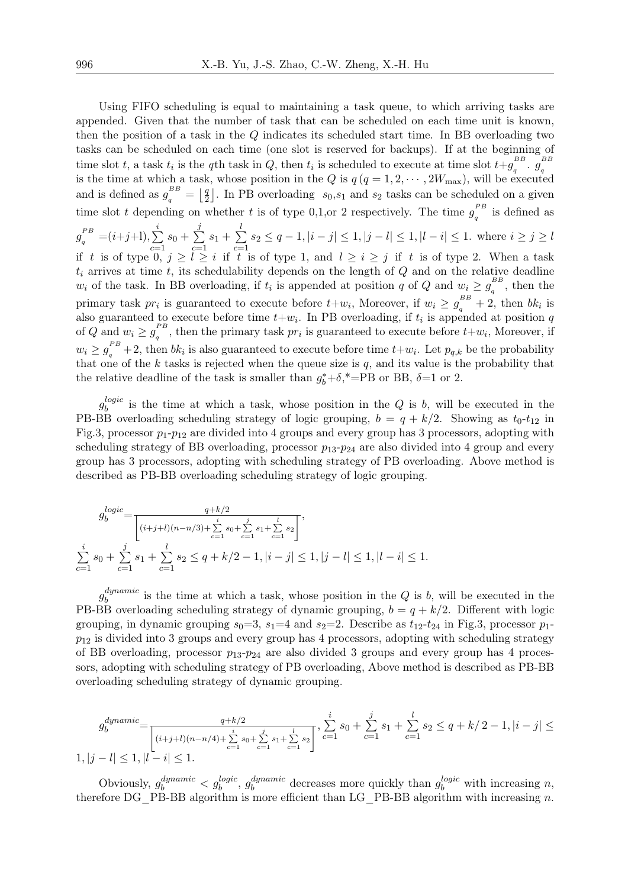Using FIFO scheduling is equal to maintaining a task queue, to which arriving tasks are appended. Given that the number of task that can be scheduled on each time unit is known, then the position of a task in the $Q$ indicates its scheduled start time. In BB overloading two tasks can be scheduled on each time (one slot is reserved for backups). If at the beginning of time slot $t$, a task $t_i$ is the $q$th task in $Q$, then $t_i$ is scheduled to execute at time slot $t+g_q^{BB}$. $g_q^{BB}$ is the time at which a task, whose position in the $Q$ is $q\,(q=1,2,\cdots,2W_{\max})$, will be executed and is defined as $g_q^{BB}=\left\lfloor \frac{q}{2} \right\rfloor$. In PB overloading $s_0$,$s_1$ and $s_2$ tasks can be scheduled on a given time slot $t$ depending on whether $t$ is of type 0,1,or 2 respectively. The time $g_q^{PB}$ is defined as $g_q^{PB}=(i+j+l), \sum_{c=1}^{i} s_0+\sum_{c=1}^{j} s_1+\sum_{c=1}^{l} s_2 \le q-1, |i-j|\le 1, |j-l|\le 1, |l-i|\le 1.$ where $i\ge j\ge l$ if $t$ is of type 0, $j\ge l\ge i$ if $t$ is of type 1, and $l\ge i\ge j$ if $t$ is of type 2. When a task $t_i$ arrives at time $t$, its schedulability depends on the length of $Q$ and on the relative deadline $w_i$ of the task. In BB overloading, if $t_i$ is appended at position $q$ of $Q$ and $w_i\ge g_q^{BB}$, then the primary task $pr_i$ is guaranteed to execute before $t+w_i$, Moreover, if $w_i\ge g_q^{BB}+2$, then $bk_i$ is also guaranteed to execute before time $t+w_i$. In PB overloading, if $t_i$ is appended at position $q$ of $Q$ and $w_i\ge g_q^{PB}$, then the primary task $pr_i$ is guaranteed to execute before $t+w_i$, Moreover, if $w_i\ge g_q^{PB}+2$, then $bk_i$ is also guaranteed to execute before time $t+w_i$. Let $p_{q,k}$ be the probability that one of the $k$ tasks is rejected when the queue size is $q$, and its value is the probability that the relative deadline of the task is smaller than $g_b^{*}+\delta$,$*$=PB or BB, $\delta$=1 or 2.

$g_b^{logic}$ is the time at which a task, whose position in the $Q$ is $b$, will be executed in the PB-BB overloading scheduling strategy of logic grouping, $b=q+k/2$. Showing as $t_0$-$t_{12}$ in Fig.3, processor $p_1$-$p_{12}$ are divided into 4 groups and every group has 3 processors, adopting with scheduling strategy of BB overloading, processor $p_{13}$-$p_{24}$ are also divided into 4 group and every group has 3 processors, adopting with scheduling strategy of PB overloading. Above method is described as PB-BB overloading scheduling strategy of logic grouping.

$$g_b^{logic}=\frac{q+k/2}{\left\lceil (i+j+l)(n-n/3)+\sum_{c=1}^{i} s_0+\sum_{c=1}^{j} s_1+\sum_{c=1}^{l} s_2 \right\rceil},$$
$$\sum_{c=1}^{i} s_0+\sum_{c=1}^{j} s_1+\sum_{c=1}^{l} s_2 \le q+k/2-1, |i-j|\le 1, |j-l|\le 1, |l-i|\le 1.$$

$g_b^{dynamic}$ is the time at which a task, whose position in the $Q$ is $b$, will be executed in the PB-BB overloading scheduling strategy of dynamic grouping, $b=q+k/2$. Different with logic grouping, in dynamic grouping $s_0$=3, $s_1$=4 and $s_2$=2. Describe as $t_{12}$-$t_{24}$ in Fig.3, processor $p_1$-$p_{12}$ is divided into 3 groups and every group has 4 processors, adopting with scheduling strategy of BB overloading, processor $p_{13}$-$p_{24}$ are also divided 3 groups and every group has 4 processors, adopting with scheduling strategy of PB overloading, Above method is described as PB-BB overloading scheduling strategy of dynamic grouping.

$$g_b^{dynamic}=\frac{q+k/2}{\left\lceil (i+j+l)(n-n/4)+\sum_{c=1}^{i} s_0+\sum_{c=1}^{j} s_1+\sum_{c=1}^{l} s_2 \right\rceil}, \sum_{c=1}^{i} s_0+\sum_{c=1}^{j} s_1+\sum_{c=1}^{l} s_2 \le q+k/2-1, |i-j|\le 1, |j-l|\le 1, |l-i|\le 1.$$

Obviously, $g_b^{dynamic}<g_b^{logic}$, $g_b^{dynamic}$ decreases more quickly than $g_b^{logic}$ with increasing $n$, therefore DG_PB-BB algorithm is more efficient than LG_PB-BB algorithm with increasing $n$.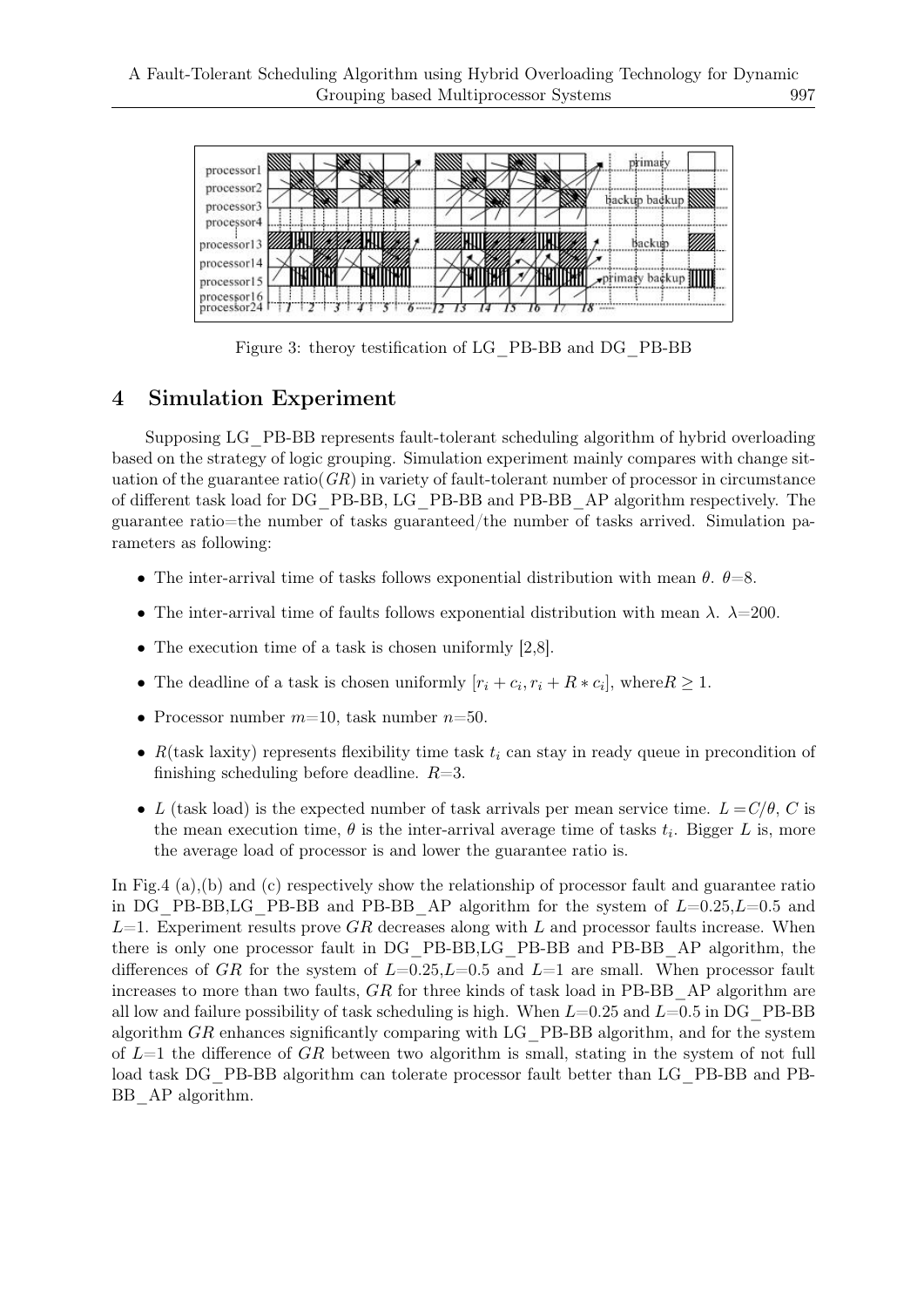Figure 3: theroy testification of LG_PB-BB and DG_PB-BB

## 4 Simulation Experiment

Supposing LG_PB-BB represents fault-tolerant scheduling algorithm of hybrid overloading based on the strategy of logic grouping. Simulation experiment mainly compares with change situation of the guarantee ratio($GR$) in variety of fault-tolerant number of processor in circumstance of different task load for DG_PB-BB, LG_PB-BB and PB-BB_AP algorithm respectively. The guarantee ratio=the number of tasks guaranteed/the number of tasks arrived. Simulation parameters as following:

- The inter-arrival time of tasks follows exponential distribution with mean $\theta$. $\theta$=8.
- The inter-arrival time of faults follows exponential distribution with mean $\lambda$. $\lambda$=200.
- The execution time of a task is chosen uniformly [2,8].
- The deadline of a task is chosen uniformly $[r_i + c_i, r_i + R * c_i]$, where$R \geq 1$.
- Processor number $m$=10, task number $n$=50.
- $R$(task laxity) represents flexibility time task $t_i$ can stay in ready queue in precondition of finishing scheduling before deadline. $R$=3.
- $L$ (task load) is the expected number of task arrivals per mean service time. $L = C/\theta$, $C$ is the mean execution time, $\theta$ is the inter-arrival average time of tasks $t_i$. Bigger $L$ is, more the average load of processor is and lower the guarantee ratio is.

In Fig.4 (a),(b) and (c) respectively show the relationship of processor fault and guarantee ratio in DG_PB-BB,LG_PB-BB and PB-BB_AP algorithm for the system of $L$=0.25,$L$=0.5 and $L$=1. Experiment results prove $GR$ decreases along with $L$ and processor faults increase. When there is only one processor fault in DG_PB-BB,LG_PB-BB and PB-BB_AP algorithm, the differences of $GR$ for the system of $L$=0.25,$L$=0.5 and $L$=1 are small. When processor fault increases to more than two faults, $GR$ for three kinds of task load in PB-BB_AP algorithm are all low and failure possibility of task scheduling is high. When $L$=0.25 and $L$=0.5 in DG_PB-BB algorithm $GR$ enhances significantly comparing with LG_PB-BB algorithm, and for the system of $L$=1 the difference of $GR$ between two algorithm is small, stating in the system of not full load task DG_PB-BB algorithm can tolerate processor fault better than LG_PB-BB and PB-BB_AP algorithm.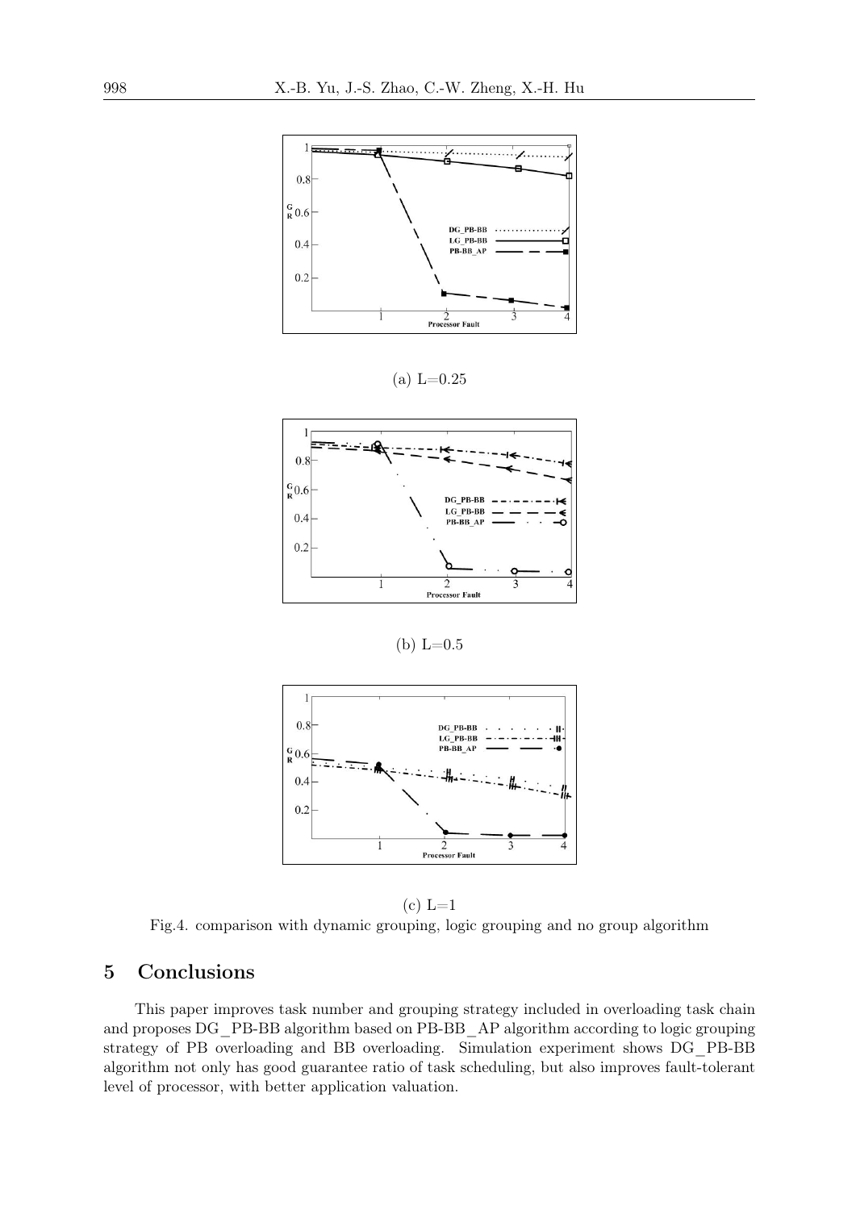(a) L=0.25

(b) L=0.5

(c) L=1

Fig.4. comparison with dynamic grouping, logic grouping and no group algorithm

## 5 Conclusions

This paper improves task number and grouping strategy included in overloading task chain and proposes DG_PB-BB algorithm based on PB-BB_AP algorithm according to logic grouping strategy of PB overloading and BB overloading. Simulation experiment shows DG_PB-BB algorithm not only has good guarantee ratio of task scheduling, but also improves fault-tolerant level of processor, with better application valuation.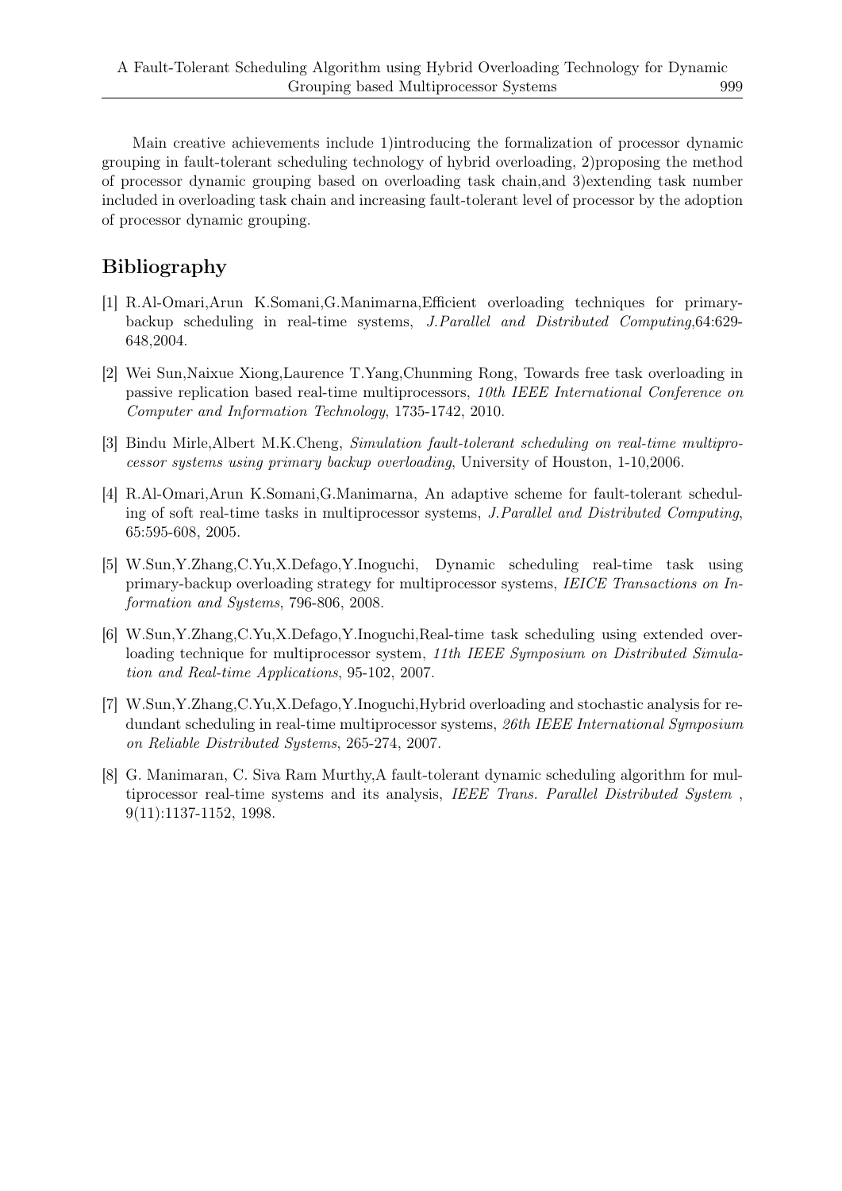Main creative achievements include 1)introducing the formalization of processor dynamic grouping in fault-tolerant scheduling technology of hybrid overloading, 2)proposing the method of processor dynamic grouping based on overloading task chain,and 3)extending task number included in overloading task chain and increasing fault-tolerant level of processor by the adoption of processor dynamic grouping.

## Bibliography

[1] R.Al-Omari,Arun K.Somani,G.Manimarna,Efficient overloading techniques for primary-backup scheduling in real-time systems, *J.Parallel and Distributed Computing*,64:629-648,2004.

[2] Wei Sun,Naixue Xiong,Laurence T.Yang,Chunming Rong, Towards free task overloading in passive replication based real-time multiprocessors, *10th IEEE International Conference on Computer and Information Technology*, 1735-1742, 2010.

[3] Bindu Mirle,Albert M.K.Cheng, *Simulation fault-tolerant scheduling on real-time multiprocessor systems using primary backup overloading*, University of Houston, 1-10,2006.

[4] R.Al-Omari,Arun K.Somani,G.Manimarna, An adaptive scheme for fault-tolerant scheduling of soft real-time tasks in multiprocessor systems, *J.Parallel and Distributed Computing*, 65:595-608, 2005.

[5] W.Sun,Y.Zhang,C.Yu,X.Defago,Y.Inoguchi, Dynamic scheduling real-time task using primary-backup overloading strategy for multiprocessor systems, *IEICE Transactions on Information and Systems*, 796-806, 2008.

[6] W.Sun,Y.Zhang,C.Yu,X.Defago,Y.Inoguchi,Real-time task scheduling using extended overloading technique for multiprocessor system, *11th IEEE Symposium on Distributed Simulation and Real-time Applications*, 95-102, 2007.

[7] W.Sun,Y.Zhang,C.Yu,X.Defago,Y.Inoguchi,Hybrid overloading and stochastic analysis for redundant scheduling in real-time multiprocessor systems, *26th IEEE International Symposium on Reliable Distributed Systems*, 265-274, 2007.

[8] G. Manimaran, C. Siva Ram Murthy,A fault-tolerant dynamic scheduling algorithm for multiprocessor real-time systems and its analysis, *IEEE Trans. Parallel Distributed System* , 9(11):1137-1152, 1998.